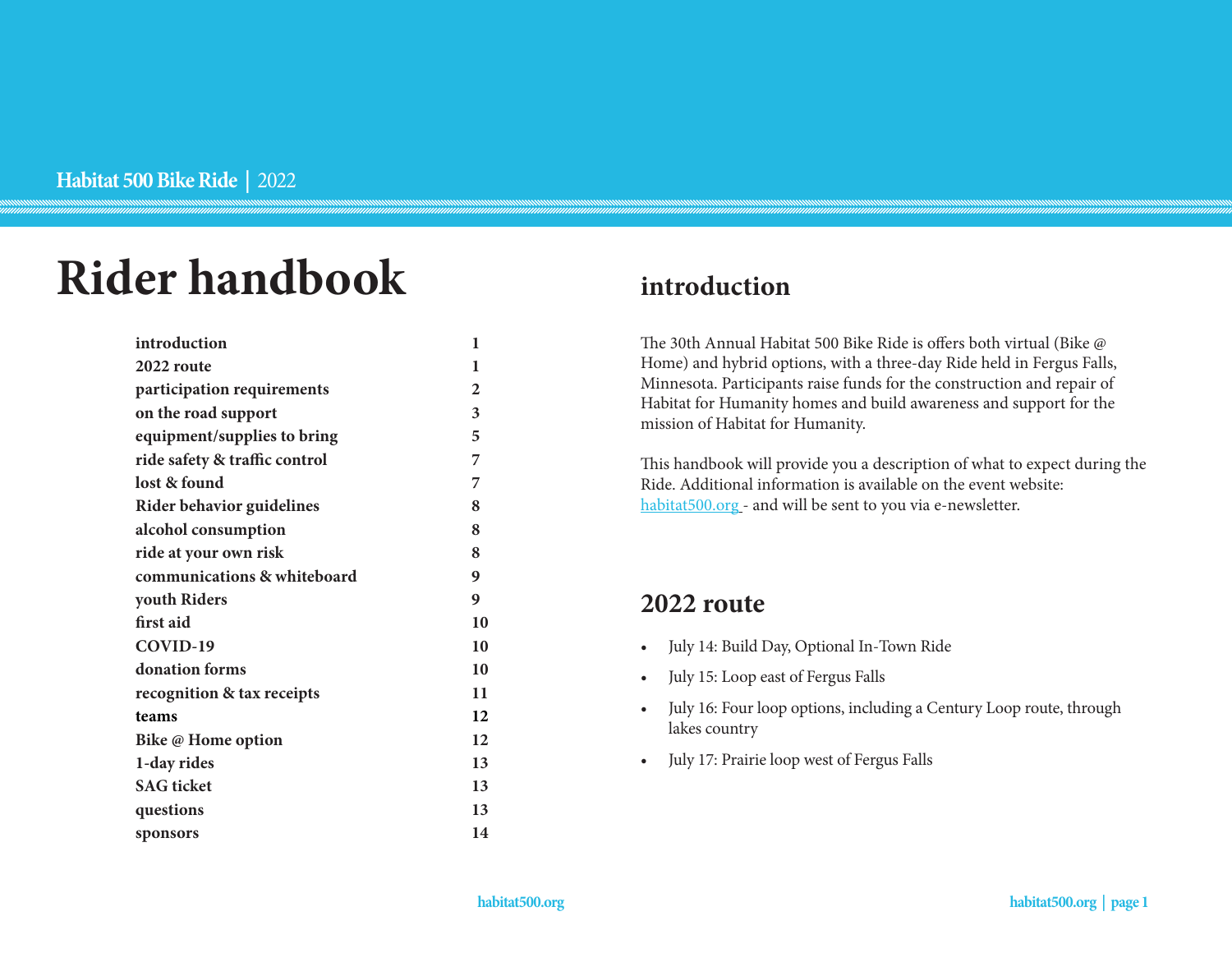Habitat 500 Bike Ride | 2022

# Rider handbook

| | |
|---|---|
| **introduction** | **1** |
| **2022 route** | **1** |
| **participation requirements** | **2** |
| **on the road support** | **3** |
| **equipment/supplies to bring** | **5** |
| **ride safety & traffic control** | **7** |
| **lost & found** | **7** |
| **Rider behavior guidelines** | **8** |
| **alcohol consumption** | **8** |
| **ride at your own risk** | **8** |
| **communications & whiteboard** | **9** |
| **youth Riders** | **9** |
| **first aid** | **10** |
| **COVID-19** | **10** |
| **donation forms** | **10** |
| **recognition & tax receipts** | **11** |
| **teams** | **12** |
| **Bike @ Home option** | **12** |
| **1-day rides** | **13** |
| **SAG ticket** | **13** |
| **questions** | **13** |
| **sponsors** | **14** |

## introduction

The 30th Annual Habitat 500 Bike Ride is offers both virtual (Bike @ Home) and hybrid options, with a three-day Ride held in Fergus Falls, Minnesota. Participants raise funds for the construction and repair of Habitat for Humanity homes and build awareness and support for the mission of Habitat for Humanity.

This handbook will provide you a description of what to expect during the Ride. Additional information is available on the event website: habitat500.org - and will be sent to you via e-newsletter.

## 2022 route

- July 14: Build Day, Optional In-Town Ride
- July 15: Loop east of Fergus Falls
- July 16: Four loop options, including a Century Loop route, through lakes country
- July 17: Prairie loop west of Fergus Falls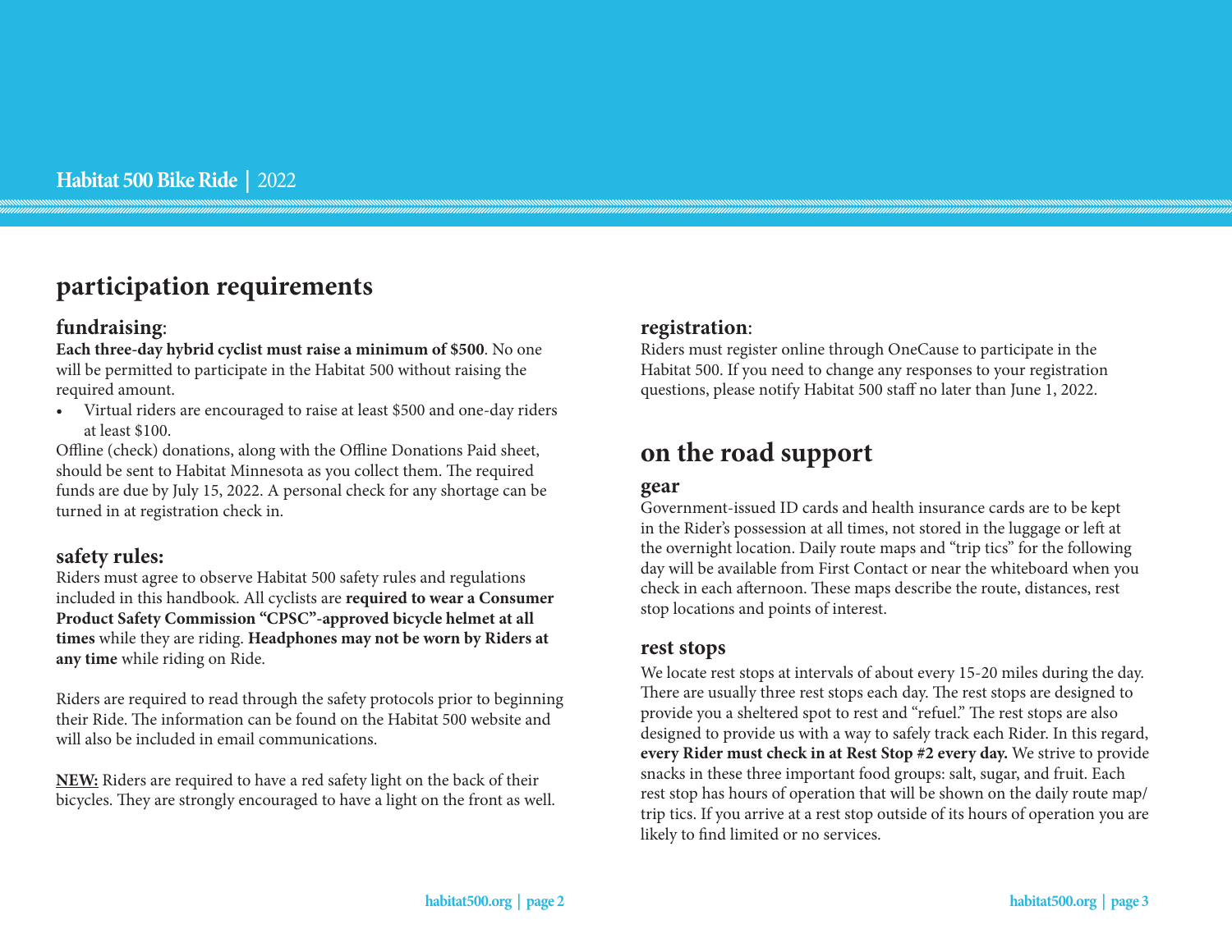## participation requirements

### fundraising:

**Each three-day hybrid cyclist must raise a minimum of $500**. No one will be permitted to participate in the Habitat 500 without raising the required amount.

- Virtual riders are encouraged to raise at least $500 and one-day riders at least $100.

Offline (check) donations, along with the Offline Donations Paid sheet, should be sent to Habitat Minnesota as you collect them. The required funds are due by July 15, 2022. A personal check for any shortage can be turned in at registration check in.

### safety rules:

Riders must agree to observe Habitat 500 safety rules and regulations included in this handbook. All cyclists are **required to wear a Consumer Product Safety Commission "CPSC"-approved bicycle helmet at all times** while they are riding. **Headphones may not be worn by Riders at any time** while riding on Ride.

Riders are required to read through the safety protocols prior to beginning their Ride. The information can be found on the Habitat 500 website and will also be included in email communications.

**NEW:** Riders are required to have a red safety light on the back of their bicycles. They are strongly encouraged to have a light on the front as well.

### registration:

Riders must register online through OneCause to participate in the Habitat 500. If you need to change any responses to your registration questions, please notify Habitat 500 staff no later than June 1, 2022.

## on the road support

### gear

Government-issued ID cards and health insurance cards are to be kept in the Rider's possession at all times, not stored in the luggage or left at the overnight location. Daily route maps and "trip tics" for the following day will be available from First Contact or near the whiteboard when you check in each afternoon. These maps describe the route, distances, rest stop locations and points of interest.

### rest stops

We locate rest stops at intervals of about every 15-20 miles during the day. There are usually three rest stops each day. The rest stops are designed to provide you a sheltered spot to rest and "refuel." The rest stops are also designed to provide us with a way to safely track each Rider. In this regard, **every Rider must check in at Rest Stop #2 every day.** We strive to provide snacks in these three important food groups: salt, sugar, and fruit. Each rest stop has hours of operation that will be shown on the daily route map/trip tics. If you arrive at a rest stop outside of its hours of operation you are likely to find limited or no services.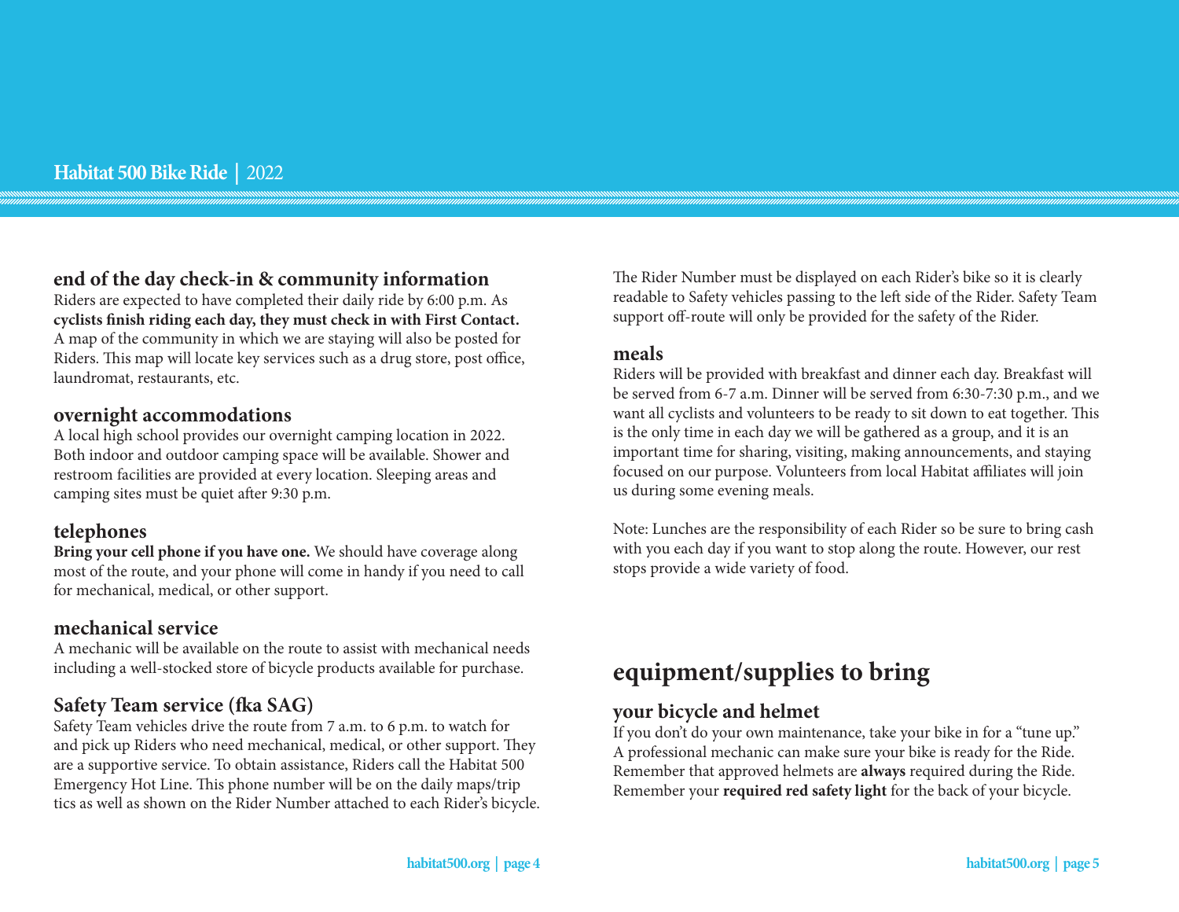### end of the day check-in & community information

Riders are expected to have completed their daily ride by 6:00 p.m. As **cyclists finish riding each day, they must check in with First Contact.** A map of the community in which we are staying will also be posted for Riders. This map will locate key services such as a drug store, post office, laundromat, restaurants, etc.

### overnight accommodations

A local high school provides our overnight camping location in 2022. Both indoor and outdoor camping space will be available. Shower and restroom facilities are provided at every location. Sleeping areas and camping sites must be quiet after 9:30 p.m.

### telephones

**Bring your cell phone if you have one.** We should have coverage along most of the route, and your phone will come in handy if you need to call for mechanical, medical, or other support.

### mechanical service

A mechanic will be available on the route to assist with mechanical needs including a well-stocked store of bicycle products available for purchase.

### Safety Team service (fka SAG)

Safety Team vehicles drive the route from 7 a.m. to 6 p.m. to watch for and pick up Riders who need mechanical, medical, or other support. They are a supportive service. To obtain assistance, Riders call the Habitat 500 Emergency Hot Line. This phone number will be on the daily maps/trip tics as well as shown on the Rider Number attached to each Rider's bicycle. The Rider Number must be displayed on each Rider's bike so it is clearly readable to Safety vehicles passing to the left side of the Rider. Safety Team support off-route will only be provided for the safety of the Rider.

### meals

Riders will be provided with breakfast and dinner each day. Breakfast will be served from 6-7 a.m. Dinner will be served from 6:30-7:30 p.m., and we want all cyclists and volunteers to be ready to sit down to eat together. This is the only time in each day we will be gathered as a group, and it is an important time for sharing, visiting, making announcements, and staying focused on our purpose. Volunteers from local Habitat affiliates will join us during some evening meals.

Note: Lunches are the responsibility of each Rider so be sure to bring cash with you each day if you want to stop along the route. However, our rest stops provide a wide variety of food.

## equipment/supplies to bring

### your bicycle and helmet

If you don't do your own maintenance, take your bike in for a "tune up." A professional mechanic can make sure your bike is ready for the Ride. Remember that approved helmets are **always** required during the Ride. Remember your **required red safety light** for the back of your bicycle.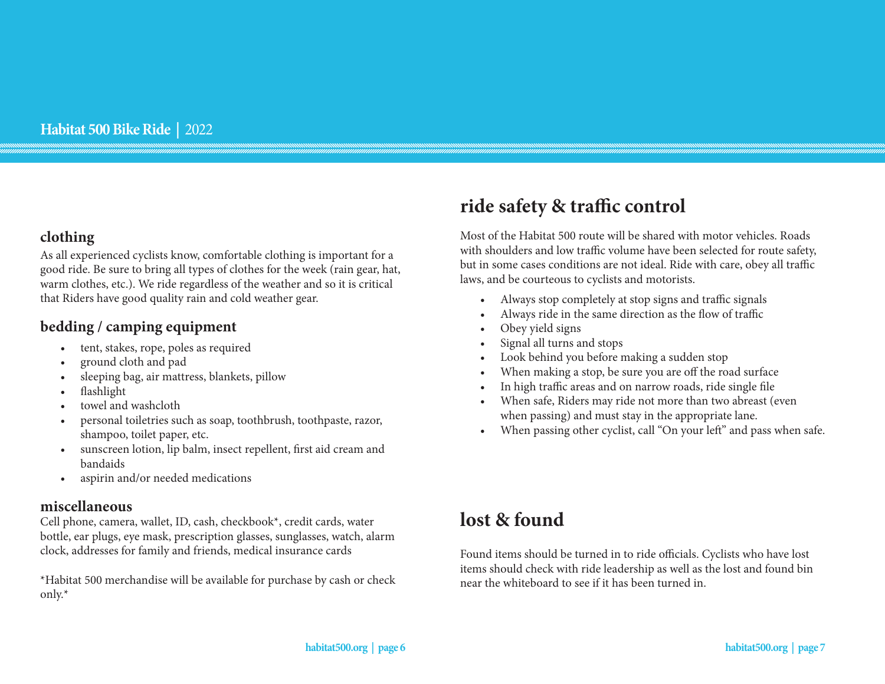## clothing

As all experienced cyclists know, comfortable clothing is important for a good ride. Be sure to bring all types of clothes for the week (rain gear, hat, warm clothes, etc.). We ride regardless of the weather and so it is critical that Riders have good quality rain and cold weather gear.

## bedding / camping equipment

- tent, stakes, rope, poles as required
- ground cloth and pad
- sleeping bag, air mattress, blankets, pillow
- flashlight
- towel and washcloth
- personal toiletries such as soap, toothbrush, toothpaste, razor, shampoo, toilet paper, etc.
- sunscreen lotion, lip balm, insect repellent, first aid cream and bandaids
- aspirin and/or needed medications

## miscellaneous

Cell phone, camera, wallet, ID, cash, checkbook*, credit cards, water bottle, ear plugs, eye mask, prescription glasses, sunglasses, watch, alarm clock, addresses for family and friends, medical insurance cards

*Habitat 500 merchandise will be available for purchase by cash or check only.*

# ride safety & traffic control

Most of the Habitat 500 route will be shared with motor vehicles. Roads with shoulders and low traffic volume have been selected for route safety, but in some cases conditions are not ideal. Ride with care, obey all traffic laws, and be courteous to cyclists and motorists.

- Always stop completely at stop signs and traffic signals
- Always ride in the same direction as the flow of traffic
- Obey yield signs
- Signal all turns and stops
- Look behind you before making a sudden stop
- When making a stop, be sure you are off the road surface
- In high traffic areas and on narrow roads, ride single file
- When safe, Riders may ride not more than two abreast (even when passing) and must stay in the appropriate lane.
- When passing other cyclist, call "On your left" and pass when safe.

# lost & found

Found items should be turned in to ride officials. Cyclists who have lost items should check with ride leadership as well as the lost and found bin near the whiteboard to see if it has been turned in.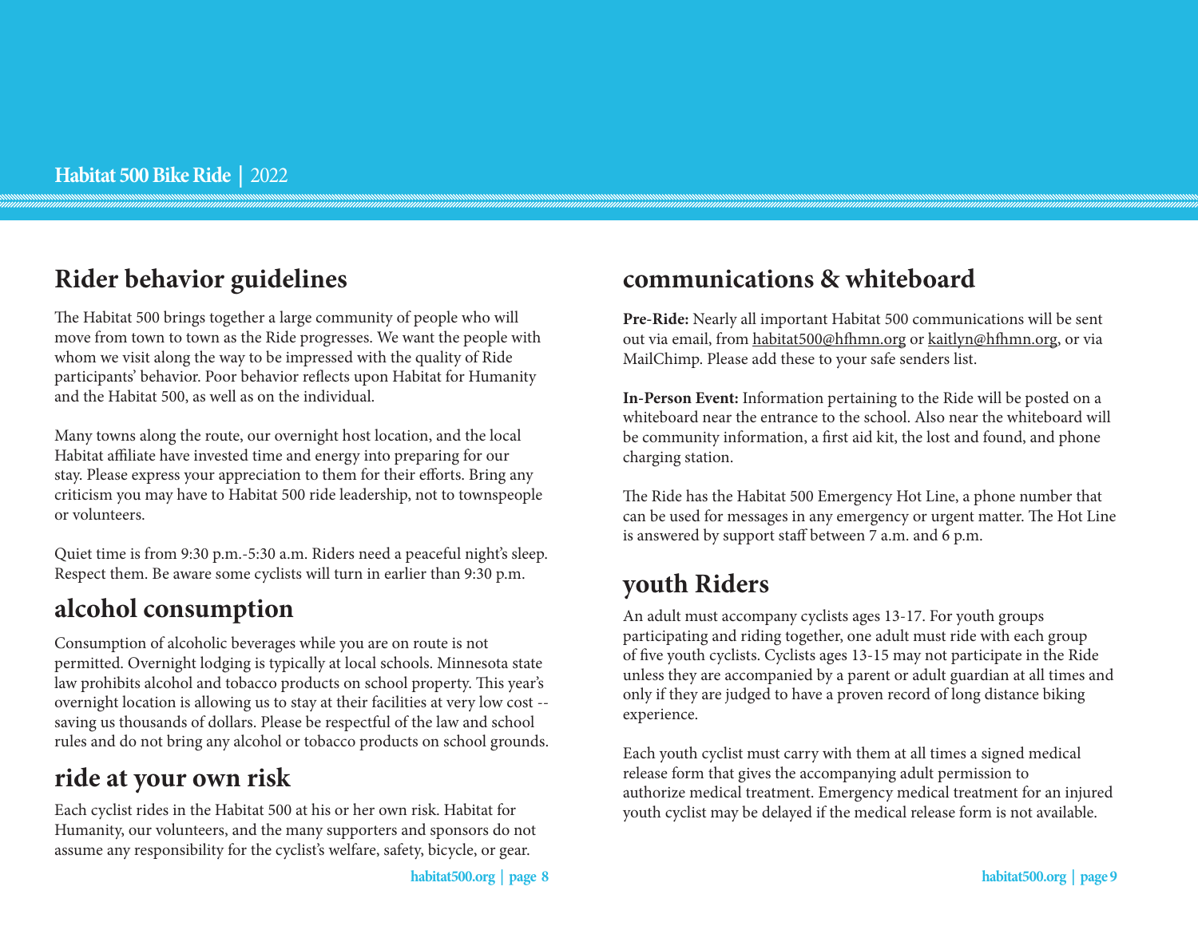## Rider behavior guidelines

The Habitat 500 brings together a large community of people who will move from town to town as the Ride progresses. We want the people with whom we visit along the way to be impressed with the quality of Ride participants' behavior. Poor behavior reflects upon Habitat for Humanity and the Habitat 500, as well as on the individual.

Many towns along the route, our overnight host location, and the local Habitat affiliate have invested time and energy into preparing for our stay. Please express your appreciation to them for their efforts. Bring any criticism you may have to Habitat 500 ride leadership, not to townspeople or volunteers.

Quiet time is from 9:30 p.m.-5:30 a.m. Riders need a peaceful night's sleep. Respect them. Be aware some cyclists will turn in earlier than 9:30 p.m.

## alcohol consumption

Consumption of alcoholic beverages while you are on route is not permitted. Overnight lodging is typically at local schools. Minnesota state law prohibits alcohol and tobacco products on school property. This year's overnight location is allowing us to stay at their facilities at very low cost -- saving us thousands of dollars. Please be respectful of the law and school rules and do not bring any alcohol or tobacco products on school grounds.

## ride at your own risk

Each cyclist rides in the Habitat 500 at his or her own risk. Habitat for Humanity, our volunteers, and the many supporters and sponsors do not assume any responsibility for the cyclist's welfare, safety, bicycle, or gear.

## communications & whiteboard

**Pre-Ride:** Nearly all important Habitat 500 communications will be sent out via email, from habitat500@hfhmn.org or kaitlyn@hfhmn.org, or via MailChimp. Please add these to your safe senders list.

**In-Person Event:** Information pertaining to the Ride will be posted on a whiteboard near the entrance to the school. Also near the whiteboard will be community information, a first aid kit, the lost and found, and phone charging station.

The Ride has the Habitat 500 Emergency Hot Line, a phone number that can be used for messages in any emergency or urgent matter. The Hot Line is answered by support staff between 7 a.m. and 6 p.m.

## youth Riders

An adult must accompany cyclists ages 13-17. For youth groups participating and riding together, one adult must ride with each group of five youth cyclists. Cyclists ages 13-15 may not participate in the Ride unless they are accompanied by a parent or adult guardian at all times and only if they are judged to have a proven record of long distance biking experience.

Each youth cyclist must carry with them at all times a signed medical release form that gives the accompanying adult permission to authorize medical treatment. Emergency medical treatment for an injured youth cyclist may be delayed if the medical release form is not available.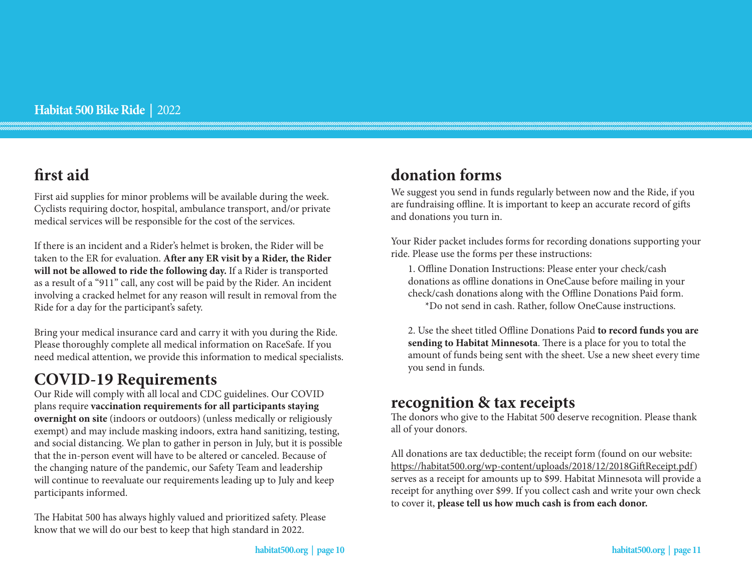## first aid

First aid supplies for minor problems will be available during the week. Cyclists requiring doctor, hospital, ambulance transport, and/or private medical services will be responsible for the cost of the services.

If there is an incident and a Rider's helmet is broken, the Rider will be taken to the ER for evaluation. **After any ER visit by a Rider, the Rider will not be allowed to ride the following day.** If a Rider is transported as a result of a "911" call, any cost will be paid by the Rider. An incident involving a cracked helmet for any reason will result in removal from the Ride for a day for the participant's safety.

Bring your medical insurance card and carry it with you during the Ride. Please thoroughly complete all medical information on RaceSafe. If you need medical attention, we provide this information to medical specialists.

## COVID-19 Requirements

Our Ride will comply with all local and CDC guidelines. Our COVID plans require **vaccination requirements for all participants staying overnight on site** (indoors or outdoors) (unless medically or religiously exempt) and may include masking indoors, extra hand sanitizing, testing, and social distancing. We plan to gather in person in July, but it is possible that the in-person event will have to be altered or canceled. Because of the changing nature of the pandemic, our Safety Team and leadership will continue to reevaluate our requirements leading up to July and keep participants informed.

The Habitat 500 has always highly valued and prioritized safety. Please know that we will do our best to keep that high standard in 2022.

## donation forms

We suggest you send in funds regularly between now and the Ride, if you are fundraising offline. It is important to keep an accurate record of gifts and donations you turn in.

Your Rider packet includes forms for recording donations supporting your ride. Please use the forms per these instructions:

1. Offline Donation Instructions: Please enter your check/cash donations as offline donations in OneCause before mailing in your check/cash donations along with the Offline Donations Paid form.
   *Do not send in cash. Rather, follow OneCause instructions.

2. Use the sheet titled Offline Donations Paid **to record funds you are sending to Habitat Minnesota**. There is a place for you to total the amount of funds being sent with the sheet. Use a new sheet every time you send in funds.

## recognition & tax receipts

The donors who give to the Habitat 500 deserve recognition. Please thank all of your donors.

All donations are tax deductible; the receipt form (found on our website: https://habitat500.org/wp-content/uploads/2018/12/2018GiftReceipt.pdf) serves as a receipt for amounts up to $99. Habitat Minnesota will provide a receipt for anything over $99. If you collect cash and write your own check to cover it, **please tell us how much cash is from each donor.**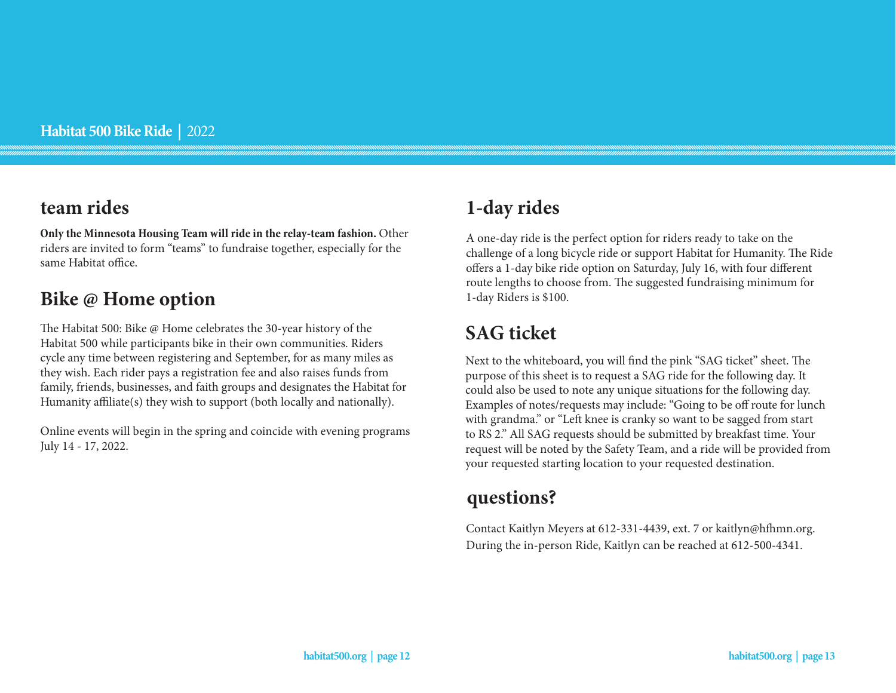## team rides

**Only the Minnesota Housing Team will ride in the relay-team fashion.** Other riders are invited to form "teams" to fundraise together, especially for the same Habitat office.

## Bike @ Home option

The Habitat 500: Bike @ Home celebrates the 30-year history of the Habitat 500 while participants bike in their own communities. Riders cycle any time between registering and September, for as many miles as they wish. Each rider pays a registration fee and also raises funds from family, friends, businesses, and faith groups and designates the Habitat for Humanity affiliate(s) they wish to support (both locally and nationally).

Online events will begin in the spring and coincide with evening programs July 14 - 17, 2022.

## 1-day rides

A one-day ride is the perfect option for riders ready to take on the challenge of a long bicycle ride or support Habitat for Humanity. The Ride offers a 1-day bike ride option on Saturday, July 16, with four different route lengths to choose from. The suggested fundraising minimum for 1-day Riders is $100.

## SAG ticket

Next to the whiteboard, you will find the pink "SAG ticket" sheet. The purpose of this sheet is to request a SAG ride for the following day. It could also be used to note any unique situations for the following day. Examples of notes/requests may include: "Going to be off route for lunch with grandma." or "Left knee is cranky so want to be sagged from start to RS 2." All SAG requests should be submitted by breakfast time. Your request will be noted by the Safety Team, and a ride will be provided from your requested starting location to your requested destination.

## questions?

Contact Kaitlyn Meyers at 612-331-4439, ext. 7 or kaitlyn@hfhmn.org. During the in-person Ride, Kaitlyn can be reached at 612-500-4341.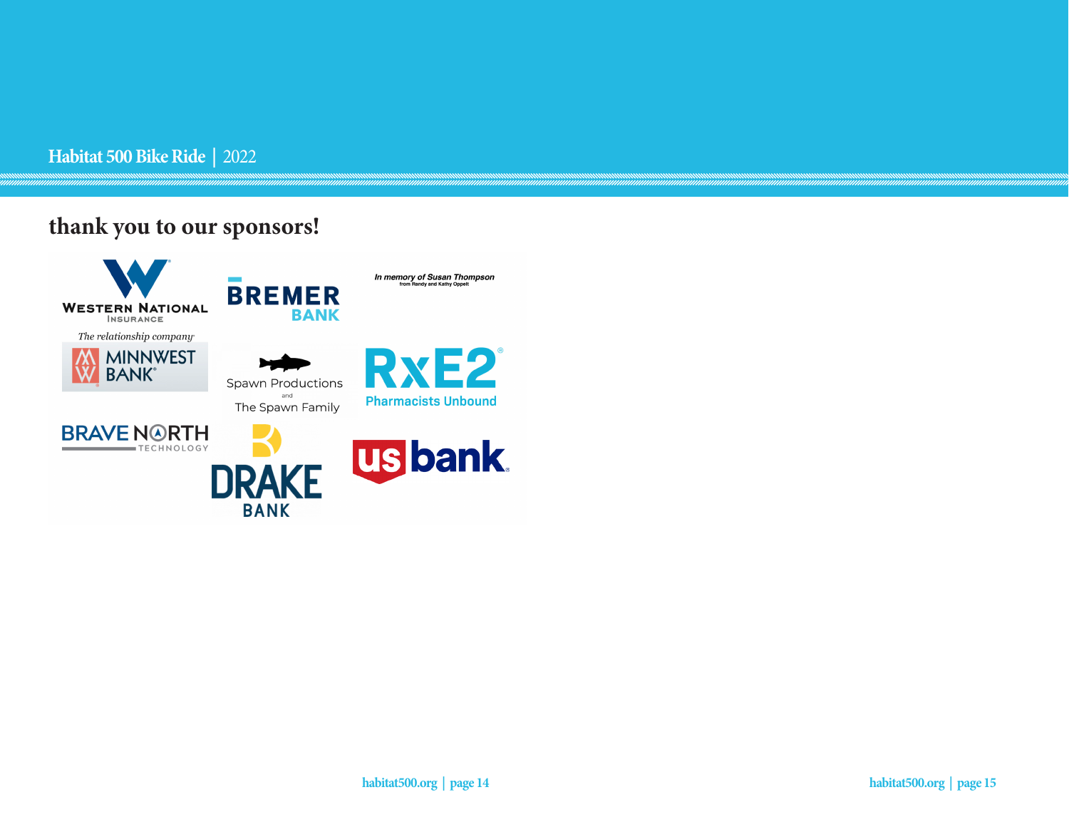## thank you to our sponsors!

Western National Insurance
*The relationship company*

Bremer Bank

*In memory of Susan Thompson*
from Randy and Kathy Oppelt

Minnwest Bank

Spawn Productions
and
The Spawn Family

RxE2
Pharmacists Unbound

Brave North Technology

Drake Bank

us bank